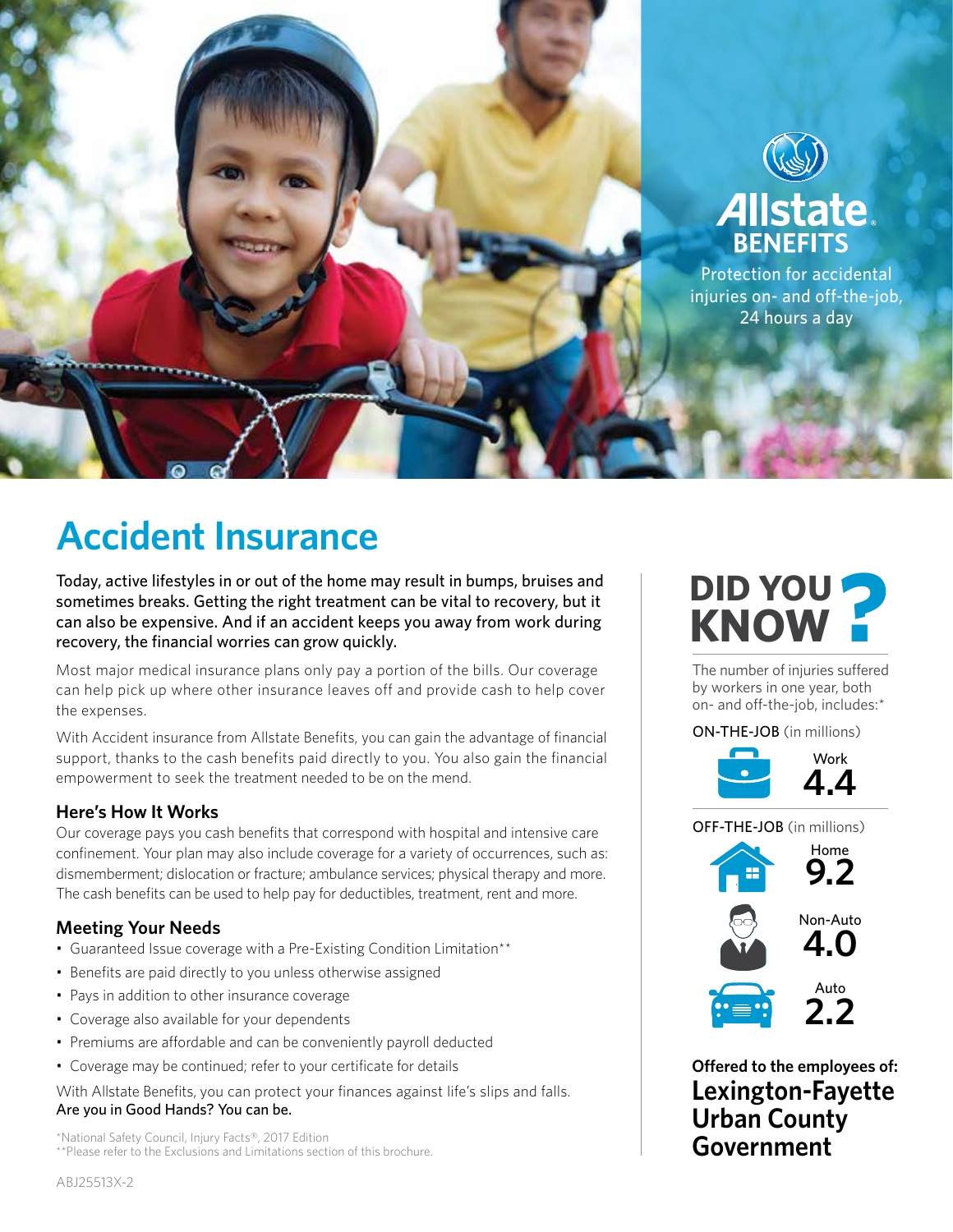Allstate BENEFITS

Protection for accidental injuries on- and off-the-job, 24 hours a day

# Accident Insurance

**Today, active lifestyles in or out of the home may result in bumps, bruises and sometimes breaks. Getting the right treatment can be vital to recovery, but it can also be expensive. And if an accident keeps you away from work during recovery, the financial worries can grow quickly.**

Most major medical insurance plans only pay a portion of the bills. Our coverage can help pick up where other insurance leaves off and provide cash to help cover the expenses.

With Accident insurance from Allstate Benefits, you can gain the advantage of financial support, thanks to the cash benefits paid directly to you. You also gain the financial empowerment to seek the treatment needed to be on the mend.

### Here's How It Works

Our coverage pays you cash benefits that correspond with hospital and intensive care confinement. Your plan may also include coverage for a variety of occurrences, such as: dismemberment; dislocation or fracture; ambulance services; physical therapy and more. The cash benefits can be used to help pay for deductibles, treatment, rent and more.

### Meeting Your Needs

- Guaranteed Issue coverage with a Pre-Existing Condition Limitation**
- Benefits are paid directly to you unless otherwise assigned
- Pays in addition to other insurance coverage
- Coverage also available for your dependents
- Premiums are affordable and can be conveniently payroll deducted
- Coverage may be continued; refer to your certificate for details

With Allstate Benefits, you can protect your finances against life's slips and falls.
**Are you in Good Hands? You can be.**

*National Safety Council, Injury Facts®, 2017 Edition
**Please refer to the Exclusions and Limitations section of this brochure.

## DID YOU KNOW?

The number of injuries suffered by workers in one year, both on- and off-the-job, includes:*

**ON-THE-JOB** (in millions)

- Work **4.4**

**OFF-THE-JOB** (in millions)

- Home **9.2**
- Non-Auto **4.0**
- Auto **2.2**

**Offered to the employees of:**

## Lexington-Fayette Urban County Government

ABJ25513X-2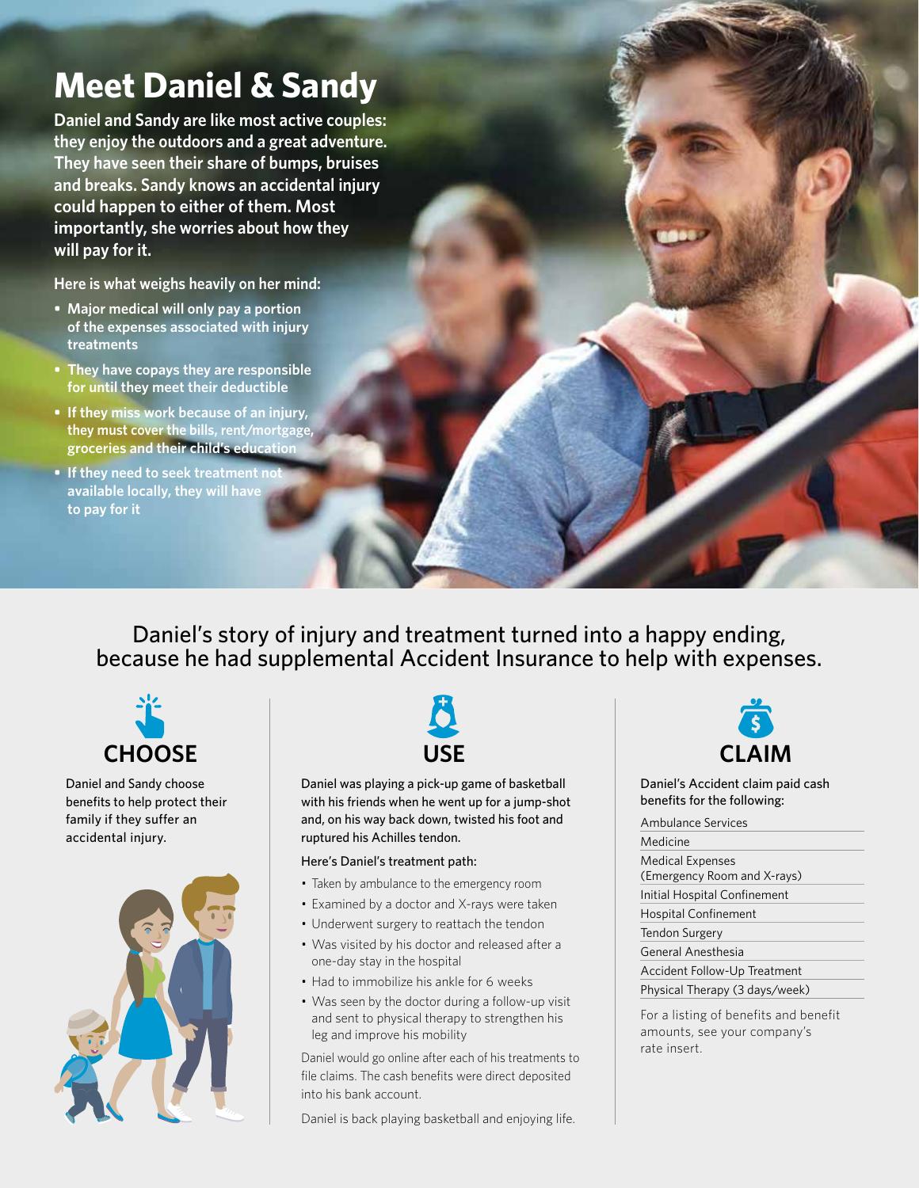# Meet Daniel & Sandy

**Daniel and Sandy are like most active couples: they enjoy the outdoors and a great adventure. They have seen their share of bumps, bruises and breaks. Sandy knows an accidental injury could happen to either of them. Most importantly, she worries about how they will pay for it.**

**Here is what weighs heavily on her mind:**

- **Major medical will only pay a portion of the expenses associated with injury treatments**
- **They have copays they are responsible for until they meet their deductible**
- **If they miss work because of an injury, they must cover the bills, rent/mortgage, groceries and their child's education**
- **If they need to seek treatment not available locally, they will have to pay for it**

Daniel's story of injury and treatment turned into a happy ending, because he had supplemental Accident Insurance to help with expenses.

## CHOOSE

Daniel and Sandy choose benefits to help protect their family if they suffer an accidental injury.

## USE

Daniel was playing a pick-up game of basketball with his friends when he went up for a jump-shot and, on his way back down, twisted his foot and ruptured his Achilles tendon.

Here's Daniel's treatment path:

- Taken by ambulance to the emergency room
- Examined by a doctor and X-rays were taken
- Underwent surgery to reattach the tendon
- Was visited by his doctor and released after a one-day stay in the hospital
- Had to immobilize his ankle for 6 weeks
- Was seen by the doctor during a follow-up visit and sent to physical therapy to strengthen his leg and improve his mobility

Daniel would go online after each of his treatments to file claims. The cash benefits were direct deposited into his bank account.

Daniel is back playing basketball and enjoying life.

## CLAIM

Daniel's Accident claim paid cash benefits for the following:

- Ambulance Services
- Medicine
- Medical Expenses (Emergency Room and X-rays)
- Initial Hospital Confinement
- Hospital Confinement
- Tendon Surgery
- General Anesthesia
- Accident Follow-Up Treatment
- Physical Therapy (3 days/week)

For a listing of benefits and benefit amounts, see your company's rate insert.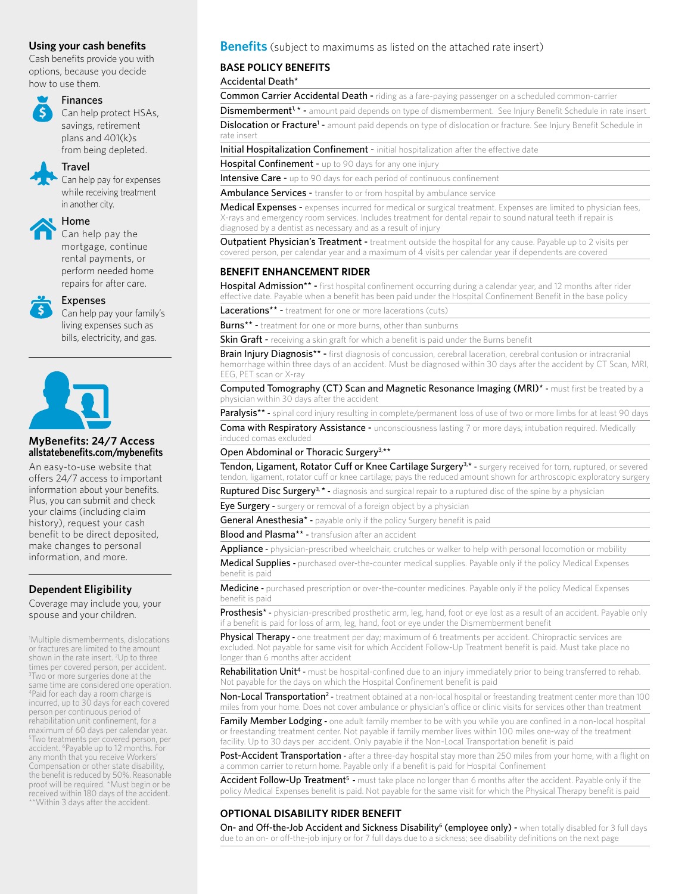## Using your cash benefits

Cash benefits provide you with options, because you decide how to use them.

**Finances**
Can help protect HSAs, savings, retirement plans and 401(k)s from being depleted.

**Travel**
Can help pay for expenses while receiving treatment in another city.

**Home**
Can help pay the mortgage, continue rental payments, or perform needed home repairs for after care.

**Expenses**
Can help pay your family's living expenses such as bills, electricity, and gas.

## MyBenefits: 24/7 Access

**allstatebenefits.com/mybenefits**

An easy-to-use website that offers 24/7 access to important information about your benefits. Plus, you can submit and check your claims (including claim history), request your cash benefit to be direct deposited, make changes to personal information, and more.

## Dependent Eligibility

Coverage may include you, your spouse and your children.

[1]Multiple dismemberments, dislocations or fractures are limited to the amount shown in the rate insert. [2]Up to three times per covered person, per accident. [3]Two or more surgeries done at the same time are considered one operation. [4]Paid for each day a room charge is incurred, up to 30 days for each covered person per continuous period of rehabilitation unit confinement, for a maximum of 60 days per calendar year. [5]Two treatments per covered person, per accident. [6]Payable up to 12 months. For any month that you receive Workers' Compensation or other state disability, the benefit is reduced by 50%. Reasonable proof will be required. *Must begin or be received within 180 days of the accident. **Within 3 days after the accident.

## Benefits (subject to maximums as listed on the attached rate insert)

### BASE POLICY BENEFITS

**Accidental Death***

**Common Carrier Accidental Death** - riding as a fare-paying passenger on a scheduled common-carrier

**Dismemberment[1],*** - amount paid depends on type of dismemberment. See Injury Benefit Schedule in rate insert

**Dislocation or Fracture[1]** - amount paid depends on type of dislocation or fracture. See Injury Benefit Schedule in rate insert

**Initial Hospitalization Confinement** - initial hospitalization after the effective date

**Hospital Confinement** - up to 90 days for any one injury

**Intensive Care** - up to 90 days for each period of continuous confinement

**Ambulance Services** - transfer to or from hospital by ambulance service

**Medical Expenses** - expenses incurred for medical or surgical treatment. Expenses are limited to physician fees, X-rays and emergency room services. Includes treatment for dental repair to sound natural teeth if repair is diagnosed by a dentist as necessary and as a result of injury

**Outpatient Physician's Treatment** - treatment outside the hospital for any cause. Payable up to 2 visits per covered person, per calendar year and a maximum of 4 visits per calendar year if dependents are covered

### BENEFIT ENHANCEMENT RIDER

**Hospital Admission**** - first hospital confinement occurring during a calendar year, and 12 months after rider effective date. Payable when a benefit has been paid under the Hospital Confinement Benefit in the base policy

**Lacerations**** - treatment for one or more lacerations (cuts)

**Burns**** - treatment for one or more burns, other than sunburns

**Skin Graft** - receiving a skin graft for which a benefit is paid under the Burns benefit

**Brain Injury Diagnosis**** - first diagnosis of concussion, cerebral laceration, cerebral contusion or intracranial hemorrhage within three days of an accident. Must be diagnosed within 30 days after the accident by CT Scan, MRI, EEG, PET scan or X-ray

**Computed Tomography (CT) Scan and Magnetic Resonance Imaging (MRI)*** - must first be treated by a physician within 30 days after the accident

**Paralysis**** - spinal cord injury resulting in complete/permanent loss of use of two or more limbs for at least 90 days

**Coma with Respiratory Assistance** - unconsciousness lasting 7 or more days; intubation required. Medically induced comas excluded

**Open Abdominal or Thoracic Surgery[3],****

**Tendon, Ligament, Rotator Cuff or Knee Cartilage Surgery[3],*** - surgery received for torn, ruptured, or severed tendon, ligament, rotator cuff or knee cartilage; pays the reduced amount shown for arthroscopic exploratory surgery

**Ruptured Disc Surgery[3],*** - diagnosis and surgical repair to a ruptured disc of the spine by a physician

**Eye Surgery** - surgery or removal of a foreign object by a physician

**General Anesthesia*** - payable only if the policy Surgery benefit is paid

**Blood and Plasma**** - transfusion after an accident

**Appliance** - physician-prescribed wheelchair, crutches or walker to help with personal locomotion or mobility

**Medical Supplies** - purchased over-the-counter medical supplies. Payable only if the policy Medical Expenses benefit is paid

**Medicine** - purchased prescription or over-the-counter medicines. Payable only if the policy Medical Expenses benefit is paid

**Prosthesis*** - physician-prescribed prosthetic arm, leg, hand, foot or eye lost as a result of an accident. Payable only if a benefit is paid for loss of arm, leg, hand, foot or eye under the Dismemberment benefit

**Physical Therapy** - one treatment per day; maximum of 6 treatments per accident. Chiropractic services are excluded. Not payable for same visit for which Accident Follow-Up Treatment benefit is paid. Must take place no longer than 6 months after accident

**Rehabilitation Unit[4]** - must be hospital-confined due to an injury immediately prior to being transferred to rehab. Not payable for the days on which the Hospital Confinement benefit is paid

**Non-Local Transportation[2]** - treatment obtained at a non-local hospital or freestanding treatment center more than 100 miles from your home. Does not cover ambulance or physician's office or clinic visits for services other than treatment

**Family Member Lodging** - one adult family member to be with you while you are confined in a non-local hospital or freestanding treatment center. Not payable if family member lives within 100 miles one-way of the treatment facility. Up to 30 days per accident. Only payable if the Non-Local Transportation benefit is paid

**Post-Accident Transportation** - after a three-day hospital stay more than 250 miles from your home, with a flight on a common carrier to return home. Payable only if a benefit is paid for Hospital Confinement

**Accident Follow-Up Treatment[5]** - must take place no longer than 6 months after the accident. Payable only if the policy Medical Expenses benefit is paid. Not payable for the same visit for which the Physical Therapy benefit is paid

### OPTIONAL DISABILITY RIDER BENEFIT

**On- and Off-the-Job Accident and Sickness Disability[6] (employee only)** - when totally disabled for 3 full days due to an on- or off-the-job injury or for 7 full days due to a sickness; see disability definitions on the next page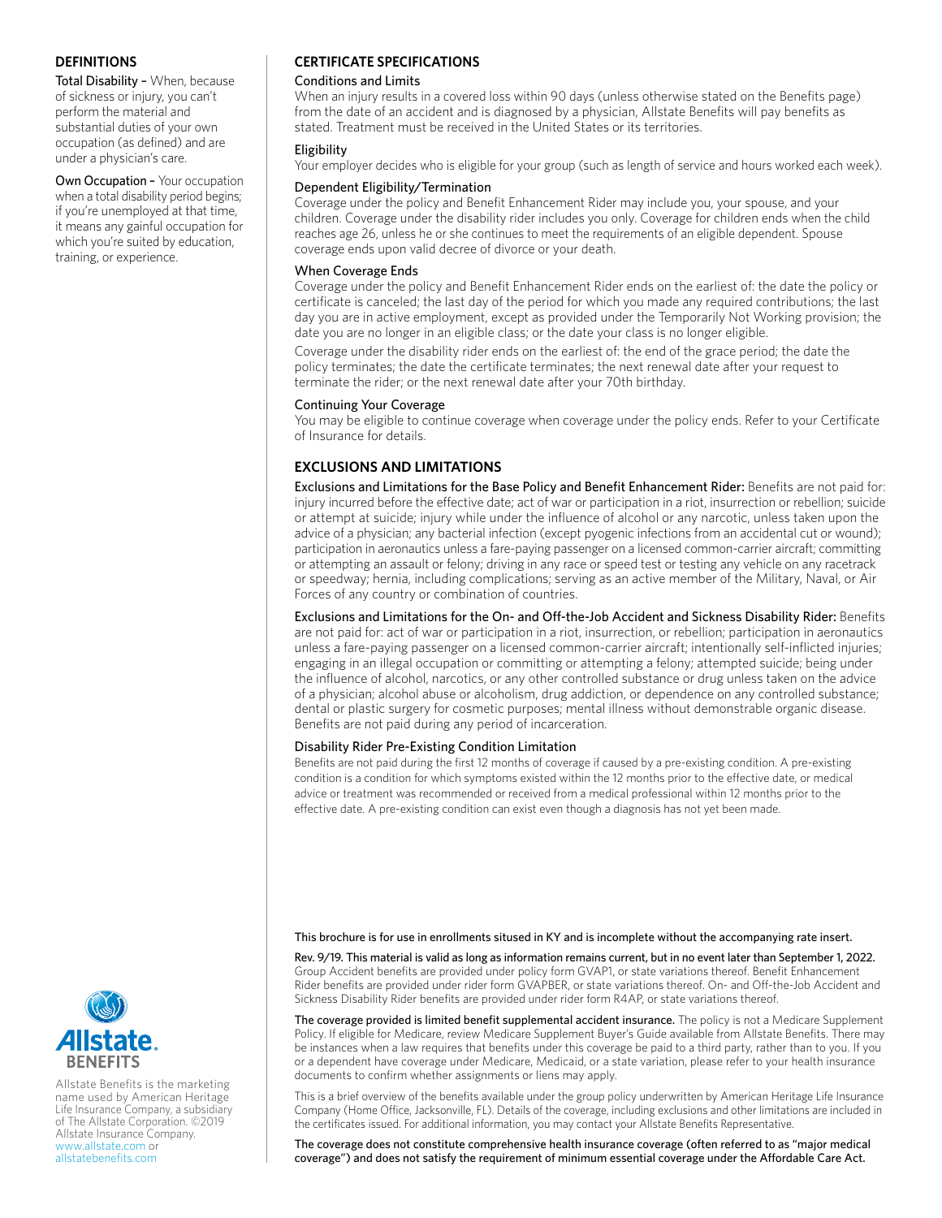## DEFINITIONS

**Total Disability –** When, because of sickness or injury, you can't perform the material and substantial duties of your own occupation (as defined) and are under a physician's care.

**Own Occupation –** Your occupation when a total disability period begins; if you're unemployed at that time, it means any gainful occupation for which you're suited by education, training, or experience.

## CERTIFICATE SPECIFICATIONS

### Conditions and Limits

When an injury results in a covered loss within 90 days (unless otherwise stated on the Benefits page) from the date of an accident and is diagnosed by a physician, Allstate Benefits will pay benefits as stated. Treatment must be received in the United States or its territories.

### Eligibility

Your employer decides who is eligible for your group (such as length of service and hours worked each week).

### Dependent Eligibility/Termination

Coverage under the policy and Benefit Enhancement Rider may include you, your spouse, and your children. Coverage under the disability rider includes you only. Coverage for children ends when the child reaches age 26, unless he or she continues to meet the requirements of an eligible dependent. Spouse coverage ends upon valid decree of divorce or your death.

### When Coverage Ends

Coverage under the policy and Benefit Enhancement Rider ends on the earliest of: the date the policy or certificate is canceled; the last day of the period for which you made any required contributions; the last day you are in active employment, except as provided under the Temporarily Not Working provision; the date you are no longer in an eligible class; or the date your class is no longer eligible.

Coverage under the disability rider ends on the earliest of: the end of the grace period; the date the policy terminates; the date the certificate terminates; the next renewal date after your request to terminate the rider; or the next renewal date after your 70th birthday.

### Continuing Your Coverage

You may be eligible to continue coverage when coverage under the policy ends. Refer to your Certificate of Insurance for details.

## EXCLUSIONS AND LIMITATIONS

**Exclusions and Limitations for the Base Policy and Benefit Enhancement Rider:** Benefits are not paid for: injury incurred before the effective date; act of war or participation in a riot, insurrection or rebellion; suicide or attempt at suicide; injury while under the influence of alcohol or any narcotic, unless taken upon the advice of a physician; any bacterial infection (except pyogenic infections from an accidental cut or wound); participation in aeronautics unless a fare-paying passenger on a licensed common-carrier aircraft; committing or attempting an assault or felony; driving in any race or speed test or testing any vehicle on any racetrack or speedway; hernia, including complications; serving as an active member of the Military, Naval, or Air Forces of any country or combination of countries.

**Exclusions and Limitations for the On- and Off-the-Job Accident and Sickness Disability Rider:** Benefits are not paid for: act of war or participation in a riot, insurrection, or rebellion; participation in aeronautics unless a fare-paying passenger on a licensed common-carrier aircraft; intentionally self-inflicted injuries; engaging in an illegal occupation or committing or attempting a felony; attempted suicide; being under the influence of alcohol, narcotics, or any other controlled substance or drug unless taken on the advice of a physician; alcohol abuse or alcoholism, drug addiction, or dependence on any controlled substance; dental or plastic surgery for cosmetic purposes; mental illness without demonstrable organic disease. Benefits are not paid during any period of incarceration.

### Disability Rider Pre-Existing Condition Limitation

Benefits are not paid during the first 12 months of coverage if caused by a pre-existing condition. A pre-existing condition is a condition for which symptoms existed within the 12 months prior to the effective date, or medical advice or treatment was recommended or received from a medical professional within 12 months prior to the effective date. A pre-existing condition can exist even though a diagnosis has not yet been made.

**This brochure is for use in enrollments sitused in KY and is incomplete without the accompanying rate insert.**

**Rev. 9/19. This material is valid as long as information remains current, but in no event later than September 1, 2022.** Group Accident benefits are provided under policy form GVAP1, or state variations thereof. Benefit Enhancement Rider benefits are provided under rider form GVAPBER, or state variations thereof. On- and Off-the-Job Accident and Sickness Disability Rider benefits are provided under rider form R4AP, or state variations thereof.

**The coverage provided is limited benefit supplemental accident insurance.** The policy is not a Medicare Supplement Policy. If eligible for Medicare, review Medicare Supplement Buyer's Guide available from Allstate Benefits. There may be instances when a law requires that benefits under this coverage be paid to a third party, rather than to you. If you or a dependent have coverage under Medicare, Medicaid, or a state variation, please refer to your health insurance documents to confirm whether assignments or liens may apply.

This is a brief overview of the benefits available under the group policy underwritten by American Heritage Life Insurance Company (Home Office, Jacksonville, FL). Details of the coverage, including exclusions and other limitations are included in the certificates issued. For additional information, you may contact your Allstate Benefits Representative.

**The coverage does not constitute comprehensive health insurance coverage (often referred to as "major medical coverage") and does not satisfy the requirement of minimum essential coverage under the Affordable Care Act.**

Allstate Benefits

Allstate Benefits is the marketing name used by American Heritage Life Insurance Company, a subsidiary of The Allstate Corporation. ©2019 Allstate Insurance Company. www.allstate.com or allstatebenefits.com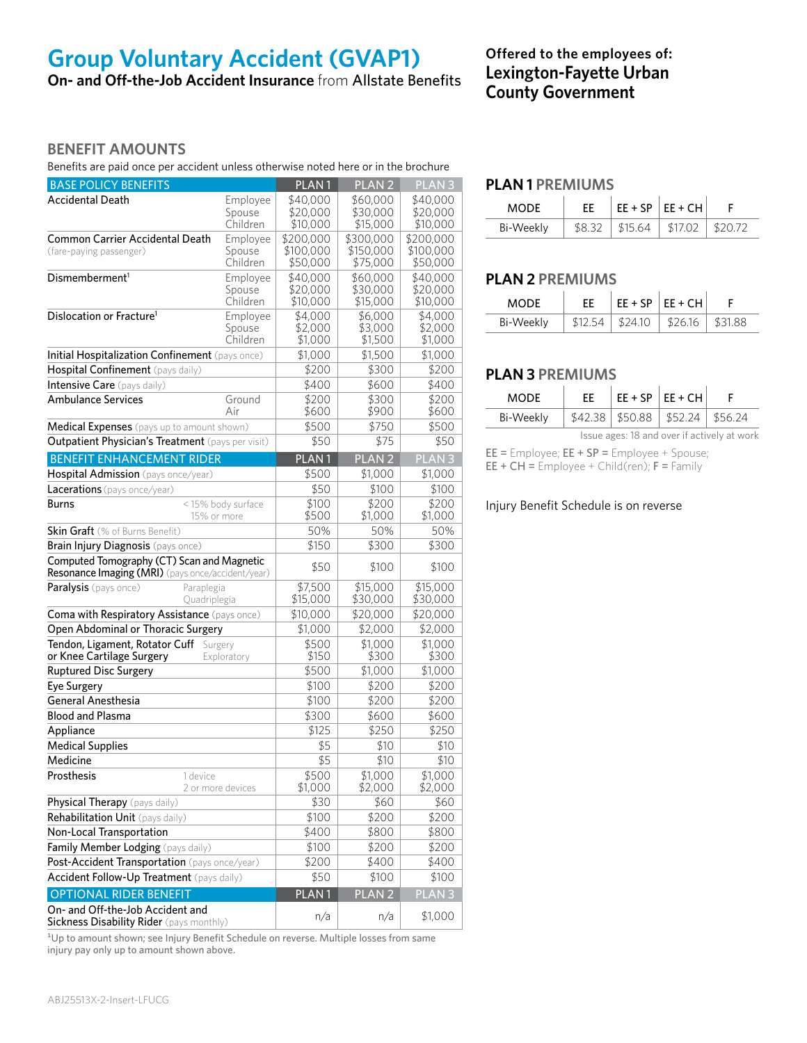# Group Voluntary Accident (GVAP1)

**On- and Off-the-Job Accident Insurance** from Allstate Benefits

**Offered to the employees of:**
**Lexington-Fayette Urban County Government**

## BENEFIT AMOUNTS

Benefits are paid once per accident unless otherwise noted here or in the brochure

| BASE POLICY BENEFITS | | PLAN 1 | PLAN 2 | PLAN 3 |
|---|---|---|---|---|
| Accidental Death | Employee | $40,000 | $60,000 | $40,000 |
| | Spouse | $20,000 | $30,000 | $20,000 |
| | Children | $10,000 | $15,000 | $10,000 |
| Common Carrier Accidental Death (fare-paying passenger) | Employee | $200,000 | $300,000 | $200,000 |
| | Spouse | $100,000 | $150,000 | $100,000 |
| | Children | $50,000 | $75,000 | $50,000 |
| Dismemberment[1] | Employee | $40,000 | $60,000 | $40,000 |
| | Spouse | $20,000 | $30,000 | $20,000 |
| | Children | $10,000 | $15,000 | $10,000 |
| Dislocation or Fracture[1] | Employee | $4,000 | $6,000 | $4,000 |
| | Spouse | $2,000 | $3,000 | $2,000 |
| | Children | $1,000 | $1,500 | $1,000 |
| Initial Hospitalization Confinement (pays once) | | $1,000 | $1,500 | $1,000 |
| Hospital Confinement (pays daily) | | $200 | $300 | $200 |
| Intensive Care (pays daily) | | $400 | $600 | $400 |
| Ambulance Services | Ground | $200 | $300 | $200 |
| | Air | $600 | $900 | $600 |
| Medical Expenses (pays up to amount shown) | | $500 | $750 | $500 |
| Outpatient Physician's Treatment (pays per visit) | | $50 | $75 | $50 |
| **BENEFIT ENHANCEMENT RIDER** | | **PLAN 1** | **PLAN 2** | **PLAN 3** |
| Hospital Admission (pays once/year) | | $500 | $1,000 | $1,000 |
| Lacerations (pays once/year) | | $50 | $100 | $100 |
| Burns | < 15% body surface | $100 | $200 | $200 |
| | 15% or more | $500 | $1,000 | $1,000 |
| Skin Graft (% of Burns Benefit) | | 50% | 50% | 50% |
| Brain Injury Diagnosis (pays once) | | $150 | $300 | $300 |
| Computed Tomography (CT) Scan and Magnetic Resonance Imaging (MRI) (pays once/accident/year) | | $50 | $100 | $100 |
| Paralysis (pays once) | Paraplegia | $7,500 | $15,000 | $15,000 |
| | Quadriplegia | $15,000 | $30,000 | $30,000 |
| Coma with Respiratory Assistance (pays once) | | $10,000 | $20,000 | $20,000 |
| Open Abdominal or Thoracic Surgery | | $1,000 | $2,000 | $2,000 |
| Tendon, Ligament, Rotator Cuff or Knee Cartilage Surgery | Surgery | $500 | $1,000 | $1,000 |
| | Exploratory | $150 | $300 | $300 |
| Ruptured Disc Surgery | | $500 | $1,000 | $1,000 |
| Eye Surgery | | $100 | $200 | $200 |
| General Anesthesia | | $100 | $200 | $200 |
| Blood and Plasma | | $300 | $600 | $600 |
| Appliance | | $125 | $250 | $250 |
| Medical Supplies | | $5 | $10 | $10 |
| Medicine | | $5 | $10 | $10 |
| Prosthesis | 1 device | $500 | $1,000 | $1,000 |
| | 2 or more devices | $1,000 | $2,000 | $2,000 |
| Physical Therapy (pays daily) | | $30 | $60 | $60 |
| Rehabilitation Unit (pays daily) | | $100 | $200 | $200 |
| Non-Local Transportation | | $400 | $800 | $800 |
| Family Member Lodging (pays daily) | | $100 | $200 | $200 |
| Post-Accident Transportation (pays once/year) | | $200 | $400 | $400 |
| Accident Follow-Up Treatment (pays daily) | | $50 | $100 | $100 |
| **OPTIONAL RIDER BENEFIT** | | **PLAN 1** | **PLAN 2** | **PLAN 3** |
| On- and Off-the-Job Accident and Sickness Disability Rider (pays monthly) | | n/a | n/a | $1,000 |

[1]Up to amount shown; see Injury Benefit Schedule on reverse. Multiple losses from same injury pay only up to amount shown above.

## PLAN 1 PREMIUMS

| MODE | EE | EE + SP | EE + CH | F |
|---|---|---|---|---|
| Bi-Weekly | $8.32 | $15.64 | $17.02 | $20.72 |

## PLAN 2 PREMIUMS

| MODE | EE | EE + SP | EE + CH | F |
|---|---|---|---|---|
| Bi-Weekly | $12.54 | $24.10 | $26.16 | $31.88 |

## PLAN 3 PREMIUMS

| MODE | EE | EE + SP | EE + CH | F |
|---|---|---|---|---|
| Bi-Weekly | $42.38 | $50.88 | $52.24 | $56.24 |

Issue ages: 18 and over if actively at work

**EE** = Employee; **EE + SP** = Employee + Spouse;
**EE + CH** = Employee + Child(ren); **F** = Family

Injury Benefit Schedule is on reverse

ABJ25513X-2-Insert-LFUCG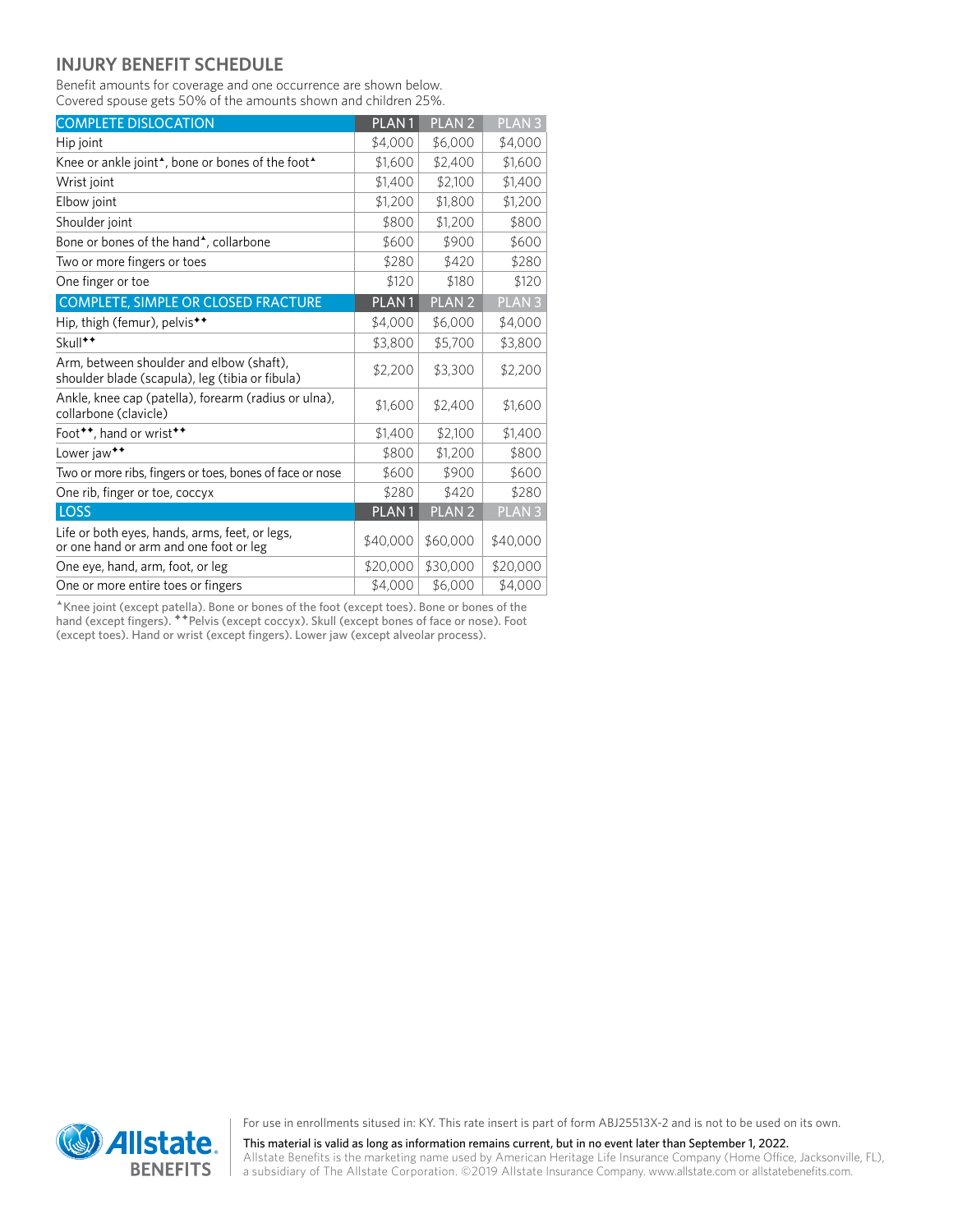## INJURY BENEFIT SCHEDULE

Benefit amounts for coverage and one occurrence are shown below.
Covered spouse gets 50% of the amounts shown and children 25%.

| COMPLETE DISLOCATION | PLAN 1 | PLAN 2 | PLAN 3 |
|---|---|---|---|
| Hip joint | $4,000 | $6,000 | $4,000 |
| Knee or ankle joint▲, bone or bones of the foot▲ | $1,600 | $2,400 | $1,600 |
| Wrist joint | $1,400 | $2,100 | $1,400 |
| Elbow joint | $1,200 | $1,800 | $1,200 |
| Shoulder joint | $800 | $1,200 | $800 |
| Bone or bones of the hand▲, collarbone | $600 | $900 | $600 |
| Two or more fingers or toes | $280 | $420 | $280 |
| One finger or toe | $120 | $180 | $120 |
| **COMPLETE, SIMPLE OR CLOSED FRACTURE** | **PLAN 1** | **PLAN 2** | **PLAN 3** |
| Hip, thigh (femur), pelvis✦✦ | $4,000 | $6,000 | $4,000 |
| Skull✦✦ | $3,800 | $5,700 | $3,800 |
| Arm, between shoulder and elbow (shaft), shoulder blade (scapula), leg (tibia or fibula) | $2,200 | $3,300 | $2,200 |
| Ankle, knee cap (patella), forearm (radius or ulna), collarbone (clavicle) | $1,600 | $2,400 | $1,600 |
| Foot✦✦, hand or wrist✦✦ | $1,400 | $2,100 | $1,400 |
| Lower jaw✦✦ | $800 | $1,200 | $800 |
| Two or more ribs, fingers or toes, bones of face or nose | $600 | $900 | $600 |
| One rib, finger or toe, coccyx | $280 | $420 | $280 |
| **LOSS** | **PLAN 1** | **PLAN 2** | **PLAN 3** |
| Life or both eyes, hands, arms, feet, or legs, or one hand or arm and one foot or leg | $40,000 | $60,000 | $40,000 |
| One eye, hand, arm, foot, or leg | $20,000 | $30,000 | $20,000 |
| One or more entire toes or fingers | $4,000 | $6,000 | $4,000 |

▲Knee joint (except patella). Bone or bones of the foot (except toes). Bone or bones of the hand (except fingers). ✦✦Pelvis (except coccyx). Skull (except bones of face or nose). Foot (except toes). Hand or wrist (except fingers). Lower jaw (except alveolar process).

Allstate BENEFITS

For use in enrollments sitused in: KY. This rate insert is part of form ABJ25513X-2 and is not to be used on its own.

This material is valid as long as information remains current, but in no event later than September 1, 2022.
Allstate Benefits is the marketing name used by American Heritage Life Insurance Company (Home Office, Jacksonville, FL), a subsidiary of The Allstate Corporation. ©2019 Allstate Insurance Company. www.allstate.com or allstatebenefits.com.